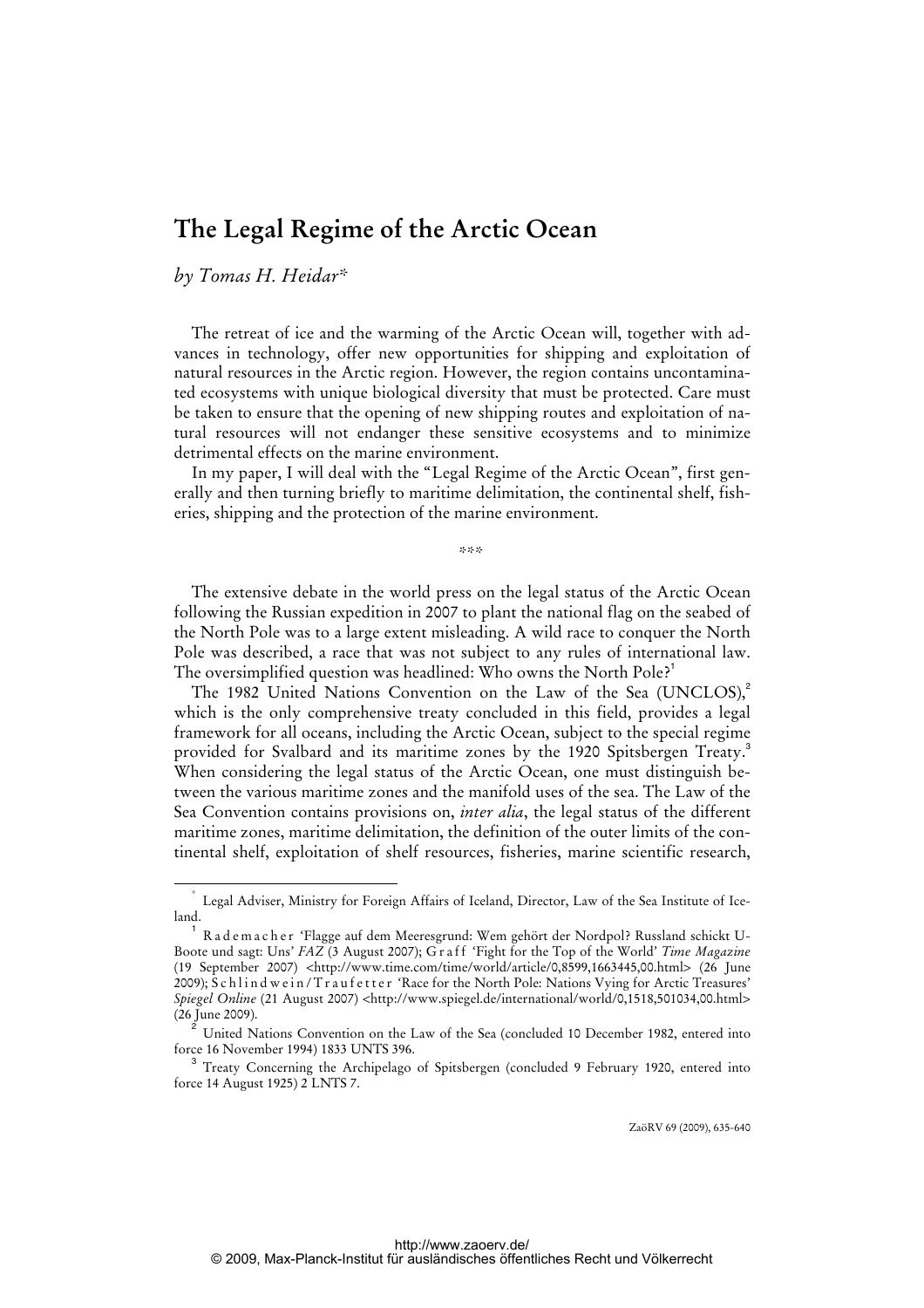# The Legal Regime of the Arctic Ocean

*by Tomas H. Heidar\**

The retreat of ice and the warming of the Arctic Ocean will, together with advances in technology, offer new opportunities for shipping and exploitation of natural resources in the Arctic region. However, the region contains uncontaminated ecosystems with unique biological diversity that must be protected. Care must be taken to ensure that the opening of new shipping routes and exploitation of natural resources will not endanger these sensitive ecosystems and to minimize detrimental effects on the marine environment.

In my paper, I will deal with the "Legal Regime of the Arctic Ocean", first generally and then turning briefly to maritime delimitation, the continental shelf, fisheries, shipping and the protection of the marine environment.

\*\*\*

The extensive debate in the world press on the legal status of the Arctic Ocean following the Russian expedition in 2007 to plant the national flag on the seabed of the North Pole was to a large extent misleading. A wild race to conquer the North Pole was described, a race that was not subject to any rules of international law. The oversimplified question was headlined: Who owns the North Pole?[1]

The 1982 United Nations Convention on the Law of the Sea (UNCLOS),[2] which is the only comprehensive treaty concluded in this field, provides a legal framework for all oceans, including the Arctic Ocean, subject to the special regime provided for Svalbard and its maritime zones by the 1920 Spitsbergen Treaty.[3] When considering the legal status of the Arctic Ocean, one must distinguish between the various maritime zones and the manifold uses of the sea. The Law of the Sea Convention contains provisions on, *inter alia*, the legal status of the different maritime zones, maritime delimitation, the definition of the outer limits of the continental shelf, exploitation of shelf resources, fisheries, marine scientific research,

---

\* Legal Adviser, Ministry for Foreign Affairs of Iceland, Director, Law of the Sea Institute of Iceland.

[1] Rademacher 'Flagge auf dem Meeresgrund: Wem gehört der Nordpol? Russland schickt U-Boote und sagt: Uns' *FAZ* (3 August 2007); Graff 'Fight for the Top of the World' *Time Magazine* (19 September 2007) <http://www.time.com/time/world/article/0,8599,1663445,00.html> (26 June 2009); Schlindwein/Traufetter 'Race for the North Pole: Nations Vying for Arctic Treasures' *Spiegel Online* (21 August 2007) <http://www.spiegel.de/international/world/0,1518,501034,00.html> (26 June 2009).

[2] United Nations Convention on the Law of the Sea (concluded 10 December 1982, entered into force 16 November 1994) 1833 UNTS 396.

[3] Treaty Concerning the Archipelago of Spitsbergen (concluded 9 February 1920, entered into force 14 August 1925) 2 LNTS 7.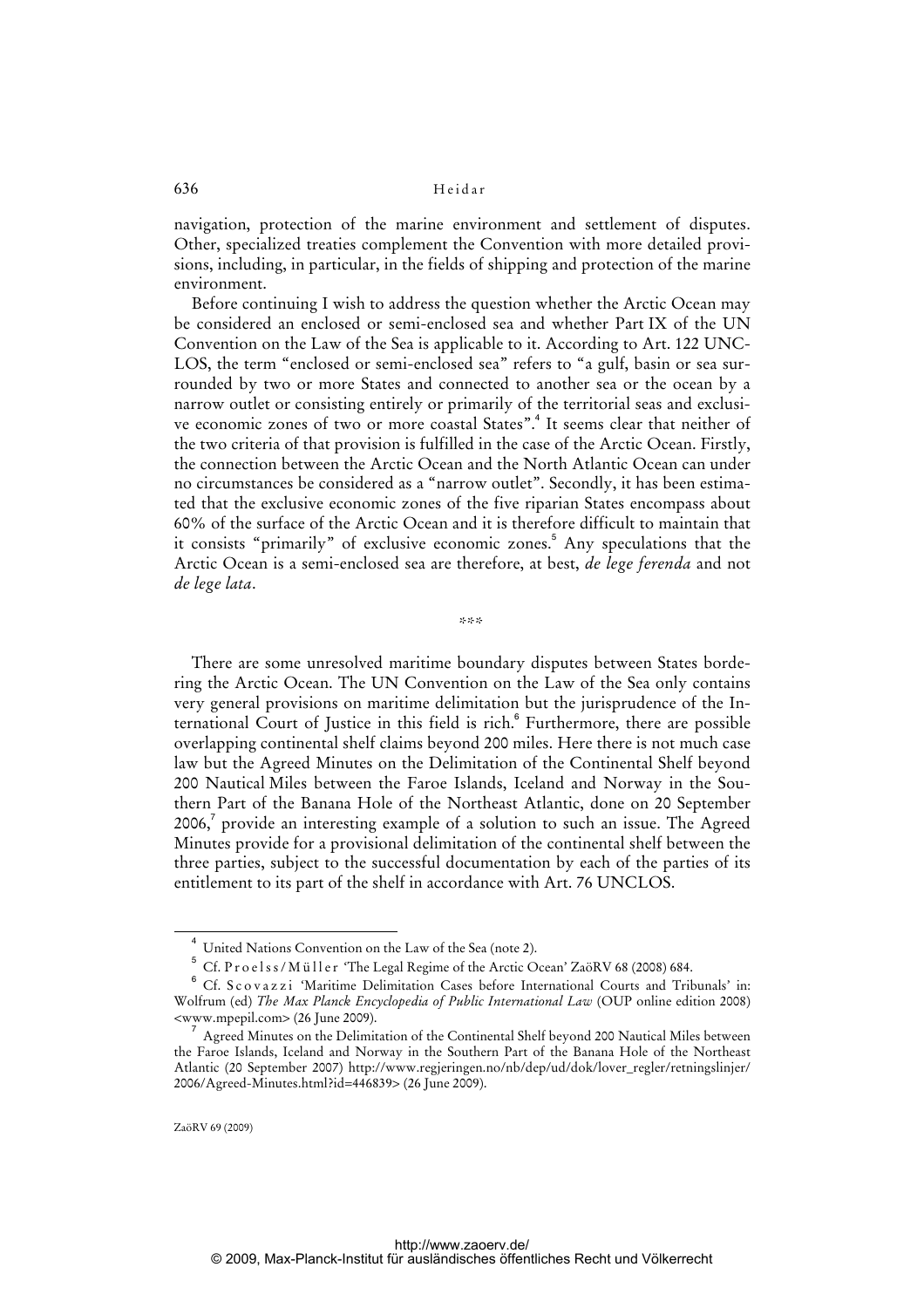navigation, protection of the marine environment and settlement of disputes. Other, specialized treaties complement the Convention with more detailed provisions, including, in particular, in the fields of shipping and protection of the marine environment.

Before continuing I wish to address the question whether the Arctic Ocean may be considered an enclosed or semi-enclosed sea and whether Part IX of the UN Convention on the Law of the Sea is applicable to it. According to Art. 122 UNCLOS, the term "enclosed or semi-enclosed sea" refers to "a gulf, basin or sea surrounded by two or more States and connected to another sea or the ocean by a narrow outlet or consisting entirely or primarily of the territorial seas and exclusive economic zones of two or more coastal States".[4] It seems clear that neither of the two criteria of that provision is fulfilled in the case of the Arctic Ocean. Firstly, the connection between the Arctic Ocean and the North Atlantic Ocean can under no circumstances be considered as a "narrow outlet". Secondly, it has been estimated that the exclusive economic zones of the five riparian States encompass about 60% of the surface of the Arctic Ocean and it is therefore difficult to maintain that it consists "primarily" of exclusive economic zones.[5] Any speculations that the Arctic Ocean is a semi-enclosed sea are therefore, at best, *de lege ferenda* and not *de lege lata*.

\*\*\*

There are some unresolved maritime boundary disputes between States bordering the Arctic Ocean. The UN Convention on the Law of the Sea only contains very general provisions on maritime delimitation but the jurisprudence of the International Court of Justice in this field is rich.[6] Furthermore, there are possible overlapping continental shelf claims beyond 200 miles. Here there is not much case law but the Agreed Minutes on the Delimitation of the Continental Shelf beyond 200 Nautical Miles between the Faroe Islands, Iceland and Norway in the Southern Part of the Banana Hole of the Northeast Atlantic, done on 20 September 2006,[7] provide an interesting example of a solution to such an issue. The Agreed Minutes provide for a provisional delimitation of the continental shelf between the three parties, subject to the successful documentation by each of the parties of its entitlement to its part of the shelf in accordance with Art. 76 UNCLOS.

---

[4] United Nations Convention on the Law of the Sea (note 2).

[5] Cf. Proelss/Müller 'The Legal Regime of the Arctic Ocean' ZaöRV 68 (2008) 684.

[6] Cf. Scovazzi 'Maritime Delimitation Cases before International Courts and Tribunals' in: Wolfrum (ed) *The Max Planck Encyclopedia of Public International Law* (OUP online edition 2008) <www.mpepil.com> (26 June 2009).

[7] Agreed Minutes on the Delimitation of the Continental Shelf beyond 200 Nautical Miles between the Faroe Islands, Iceland and Norway in the Southern Part of the Banana Hole of the Northeast Atlantic (20 September 2007) http://www.regjeringen.no/nb/dep/ud/dok/lover_regler/retningslinjer/2006/Agreed-Minutes.html?id=446839> (26 June 2009).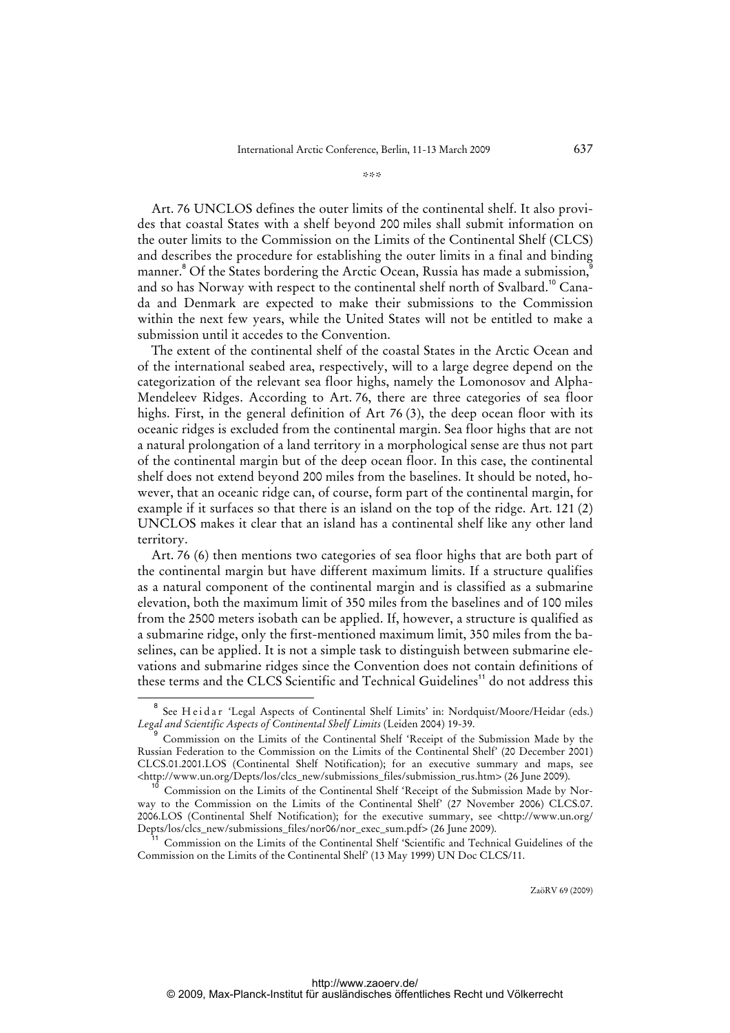\*\*\*

Art. 76 UNCLOS defines the outer limits of the continental shelf. It also provides that coastal States with a shelf beyond 200 miles shall submit information on the outer limits to the Commission on the Limits of the Continental Shelf (CLCS) and describes the procedure for establishing the outer limits in a final and binding manner.[8] Of the States bordering the Arctic Ocean, Russia has made a submission,[9] and so has Norway with respect to the continental shelf north of Svalbard.[10] Canada and Denmark are expected to make their submissions to the Commission within the next few years, while the United States will not be entitled to make a submission until it accedes to the Convention.

The extent of the continental shelf of the coastal States in the Arctic Ocean and of the international seabed area, respectively, will to a large degree depend on the categorization of the relevant sea floor highs, namely the Lomonosov and Alpha-Mendeleev Ridges. According to Art. 76, there are three categories of sea floor highs. First, in the general definition of Art 76 (3), the deep ocean floor with its oceanic ridges is excluded from the continental margin. Sea floor highs that are not a natural prolongation of a land territory in a morphological sense are thus not part of the continental margin but of the deep ocean floor. In this case, the continental shelf does not extend beyond 200 miles from the baselines. It should be noted, however, that an oceanic ridge can, of course, form part of the continental margin, for example if it surfaces so that there is an island on the top of the ridge. Art. 121 (2) UNCLOS makes it clear that an island has a continental shelf like any other land territory.

Art. 76 (6) then mentions two categories of sea floor highs that are both part of the continental margin but have different maximum limits. If a structure qualifies as a natural component of the continental margin and is classified as a submarine elevation, both the maximum limit of 350 miles from the baselines and of 100 miles from the 2500 meters isobath can be applied. If, however, a structure is qualified as a submarine ridge, only the first-mentioned maximum limit, 350 miles from the baselines, can be applied. It is not a simple task to distinguish between submarine elevations and submarine ridges since the Convention does not contain definitions of these terms and the CLCS Scientific and Technical Guidelines[11] do not address this

---

[8] See Heidar 'Legal Aspects of Continental Shelf Limits' in: Nordquist/Moore/Heidar (eds.) *Legal and Scientific Aspects of Continental Shelf Limits* (Leiden 2004) 19-39.

[9] Commission on the Limits of the Continental Shelf 'Receipt of the Submission Made by the Russian Federation to the Commission on the Limits of the Continental Shelf' (20 December 2001) CLCS.01.2001.LOS (Continental Shelf Notification); for an executive summary and maps, see <http://www.un.org/Depts/los/clcs_new/submissions_files/submission_rus.htm> (26 June 2009).

[10] Commission on the Limits of the Continental Shelf 'Receipt of the Submission Made by Norway to the Commission on the Limits of the Continental Shelf' (27 November 2006) CLCS.07.2006.LOS (Continental Shelf Notification); for the executive summary, see <http://www.un.org/Depts/los/clcs_new/submissions_files/nor06/nor_exec_sum.pdf> (26 June 2009).

[11] Commission on the Limits of the Continental Shelf 'Scientific and Technical Guidelines of the Commission on the Limits of the Continental Shelf' (13 May 1999) UN Doc CLCS/11.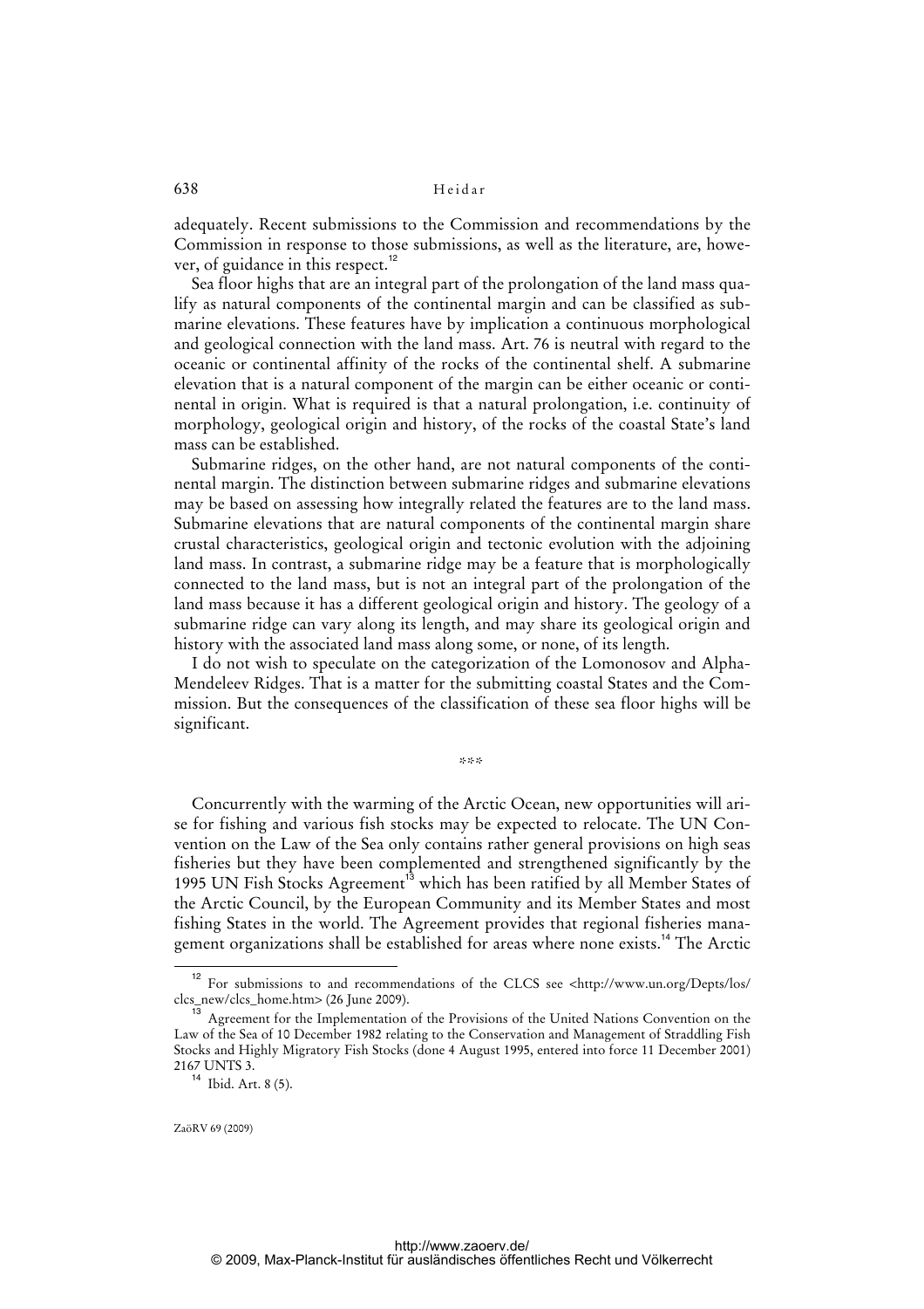adequately. Recent submissions to the Commission and recommendations by the Commission in response to those submissions, as well as the literature, are, however, of guidance in this respect.[12]

Sea floor highs that are an integral part of the prolongation of the land mass qualify as natural components of the continental margin and can be classified as submarine elevations. These features have by implication a continuous morphological and geological connection with the land mass. Art. 76 is neutral with regard to the oceanic or continental affinity of the rocks of the continental shelf. A submarine elevation that is a natural component of the margin can be either oceanic or continental in origin. What is required is that a natural prolongation, i.e. continuity of morphology, geological origin and history, of the rocks of the coastal State's land mass can be established.

Submarine ridges, on the other hand, are not natural components of the continental margin. The distinction between submarine ridges and submarine elevations may be based on assessing how integrally related the features are to the land mass. Submarine elevations that are natural components of the continental margin share crustal characteristics, geological origin and tectonic evolution with the adjoining land mass. In contrast, a submarine ridge may be a feature that is morphologically connected to the land mass, but is not an integral part of the prolongation of the land mass because it has a different geological origin and history. The geology of a submarine ridge can vary along its length, and may share its geological origin and history with the associated land mass along some, or none, of its length.

I do not wish to speculate on the categorization of the Lomonosov and Alpha-Mendeleev Ridges. That is a matter for the submitting coastal States and the Commission. But the consequences of the classification of these sea floor highs will be significant.

\*\*\*

Concurrently with the warming of the Arctic Ocean, new opportunities will arise for fishing and various fish stocks may be expected to relocate. The UN Convention on the Law of the Sea only contains rather general provisions on high seas fisheries but they have been complemented and strengthened significantly by the 1995 UN Fish Stocks Agreement[13] which has been ratified by all Member States of the Arctic Council, by the European Community and its Member States and most fishing States in the world. The Agreement provides that regional fisheries management organizations shall be established for areas where none exists.[14] The Arctic

---

[12] For submissions to and recommendations of the CLCS see <http://www.un.org/Depts/los/clcs_new/clcs_home.htm> (26 June 2009).

[13] Agreement for the Implementation of the Provisions of the United Nations Convention on the Law of the Sea of 10 December 1982 relating to the Conservation and Management of Straddling Fish Stocks and Highly Migratory Fish Stocks (done 4 August 1995, entered into force 11 December 2001) 2167 UNTS 3.

[14] Ibid. Art. 8 (5).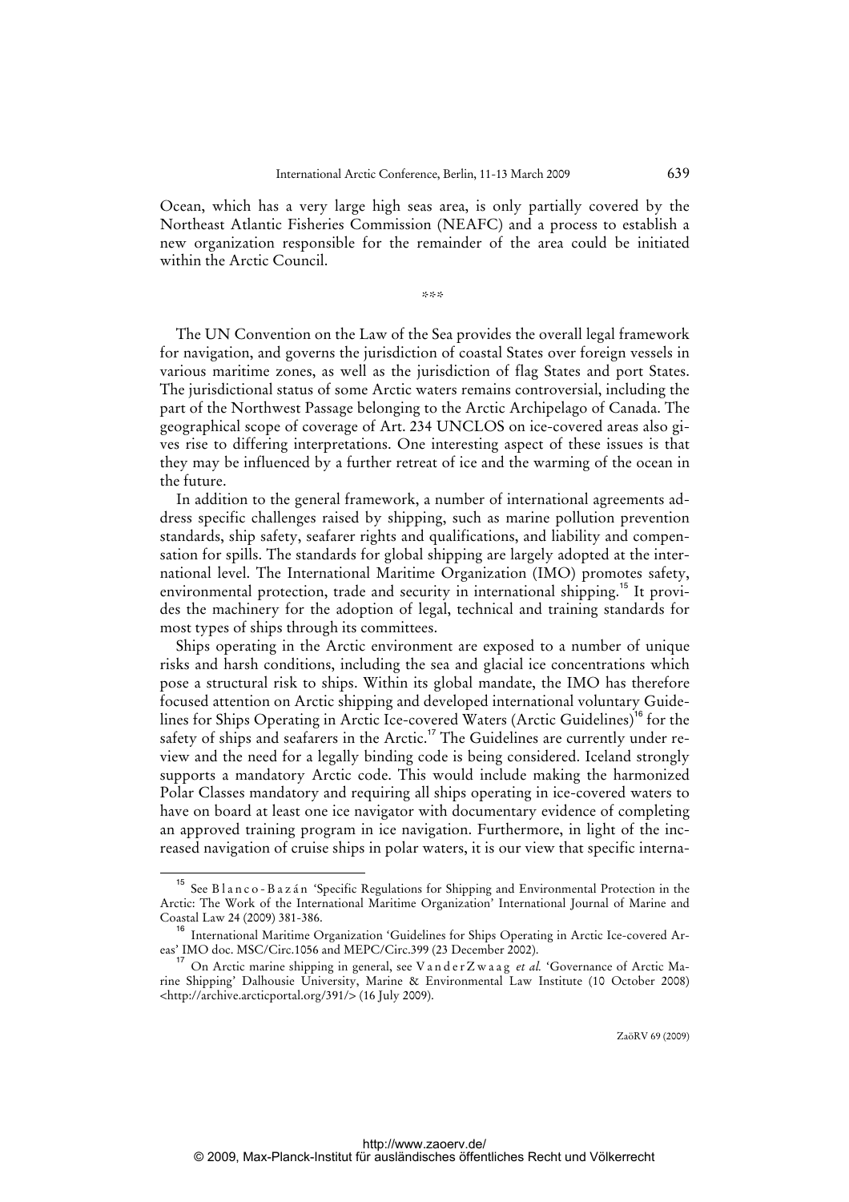Ocean, which has a very large high seas area, is only partially covered by the Northeast Atlantic Fisheries Commission (NEAFC) and a process to establish a new organization responsible for the remainder of the area could be initiated within the Arctic Council.

\*\*\*

The UN Convention on the Law of the Sea provides the overall legal framework for navigation, and governs the jurisdiction of coastal States over foreign vessels in various maritime zones, as well as the jurisdiction of flag States and port States. The jurisdictional status of some Arctic waters remains controversial, including the part of the Northwest Passage belonging to the Arctic Archipelago of Canada. The geographical scope of coverage of Art. 234 UNCLOS on ice-covered areas also gives rise to differing interpretations. One interesting aspect of these issues is that they may be influenced by a further retreat of ice and the warming of the ocean in the future.

In addition to the general framework, a number of international agreements address specific challenges raised by shipping, such as marine pollution prevention standards, ship safety, seafarer rights and qualifications, and liability and compensation for spills. The standards for global shipping are largely adopted at the international level. The International Maritime Organization (IMO) promotes safety, environmental protection, trade and security in international shipping.[15] It provides the machinery for the adoption of legal, technical and training standards for most types of ships through its committees.

Ships operating in the Arctic environment are exposed to a number of unique risks and harsh conditions, including the sea and glacial ice concentrations which pose a structural risk to ships. Within its global mandate, the IMO has therefore focused attention on Arctic shipping and developed international voluntary Guidelines for Ships Operating in Arctic Ice-covered Waters (Arctic Guidelines)[16] for the safety of ships and seafarers in the Arctic.[17] The Guidelines are currently under review and the need for a legally binding code is being considered. Iceland strongly supports a mandatory Arctic code. This would include making the harmonized Polar Classes mandatory and requiring all ships operating in ice-covered waters to have on board at least one ice navigator with documentary evidence of completing an approved training program in ice navigation. Furthermore, in light of the increased navigation of cruise ships in polar waters, it is our view that specific interna-

---

[15] See Blanco-Bazán 'Specific Regulations for Shipping and Environmental Protection in the Arctic: The Work of the International Maritime Organization' International Journal of Marine and Coastal Law 24 (2009) 381-386.

[16] International Maritime Organization 'Guidelines for Ships Operating in Arctic Ice-covered Areas' IMO doc. MSC/Circ.1056 and MEPC/Circ.399 (23 December 2002).

[17] On Arctic marine shipping in general, see VanderZwaag *et al.* 'Governance of Arctic Marine Shipping' Dalhousie University, Marine & Environmental Law Institute (10 October 2008) <http://archive.arcticportal.org/391/> (16 July 2009).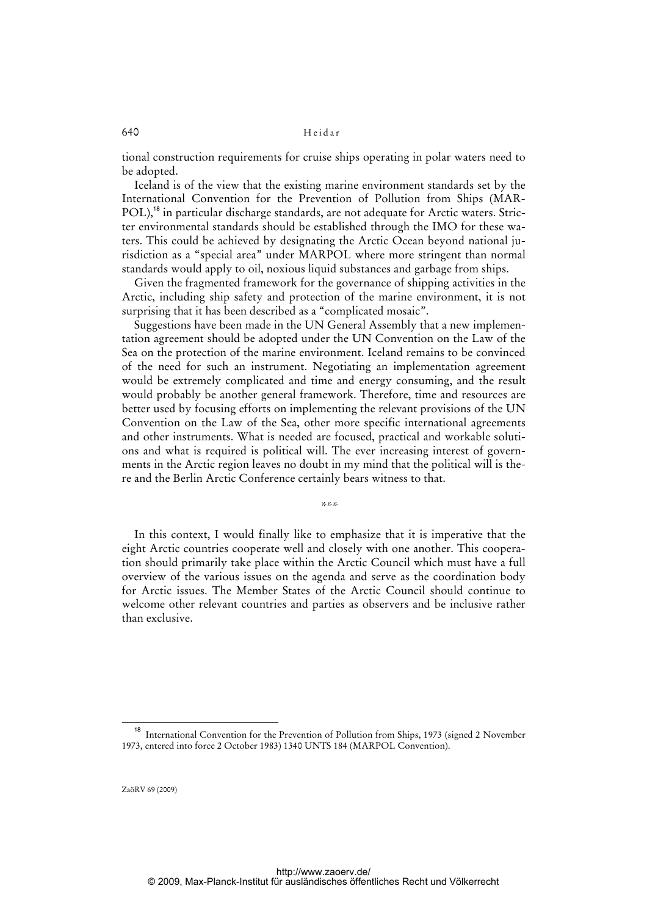tional construction requirements for cruise ships operating in polar waters need to be adopted.

Iceland is of the view that the existing marine environment standards set by the International Convention for the Prevention of Pollution from Ships (MARPOL),[18] in particular discharge standards, are not adequate for Arctic waters. Stricter environmental standards should be established through the IMO for these waters. This could be achieved by designating the Arctic Ocean beyond national jurisdiction as a "special area" under MARPOL where more stringent than normal standards would apply to oil, noxious liquid substances and garbage from ships.

Given the fragmented framework for the governance of shipping activities in the Arctic, including ship safety and protection of the marine environment, it is not surprising that it has been described as a "complicated mosaic".

Suggestions have been made in the UN General Assembly that a new implementation agreement should be adopted under the UN Convention on the Law of the Sea on the protection of the marine environment. Iceland remains to be convinced of the need for such an instrument. Negotiating an implementation agreement would be extremely complicated and time and energy consuming, and the result would probably be another general framework. Therefore, time and resources are better used by focusing efforts on implementing the relevant provisions of the UN Convention on the Law of the Sea, other more specific international agreements and other instruments. What is needed are focused, practical and workable solutions and what is required is political will. The ever increasing interest of governments in the Arctic region leaves no doubt in my mind that the political will is there and the Berlin Arctic Conference certainly bears witness to that.

***

In this context, I would finally like to emphasize that it is imperative that the eight Arctic countries cooperate well and closely with one another. This cooperation should primarily take place within the Arctic Council which must have a full overview of the various issues on the agenda and serve as the coordination body for Arctic issues. The Member States of the Arctic Council should continue to welcome other relevant countries and parties as observers and be inclusive rather than exclusive.

---

[18] International Convention for the Prevention of Pollution from Ships, 1973 (signed 2 November 1973, entered into force 2 October 1983) 1340 UNTS 184 (MARPOL Convention).